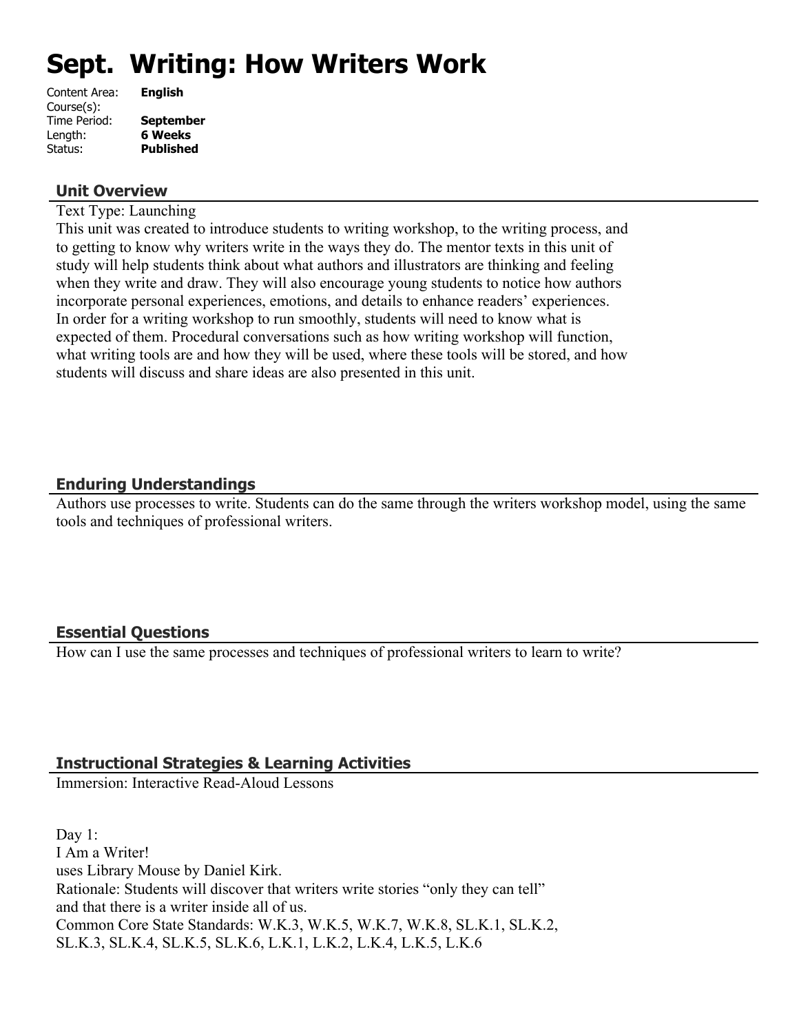# Sept. Writing: How Writers Work

Content Area: **English**
Course(s):
Time Period: **September**
Length: **6 Weeks**
Status: **Published**

## Unit Overview

Text Type: Launching
This unit was created to introduce students to writing workshop, to the writing process, and to getting to know why writers write in the ways they do. The mentor texts in this unit of study will help students think about what authors and illustrators are thinking and feeling when they write and draw. They will also encourage young students to notice how authors incorporate personal experiences, emotions, and details to enhance readers' experiences.
In order for a writing workshop to run smoothly, students will need to know what is expected of them. Procedural conversations such as how writing workshop will function, what writing tools are and how they will be used, where these tools will be stored, and how students will discuss and share ideas are also presented in this unit.

## Enduring Understandings

Authors use processes to write. Students can do the same through the writers workshop model, using the same tools and techniques of professional writers.

## Essential Questions

How can I use the same processes and techniques of professional writers to learn to write?

## Instructional Strategies & Learning Activities

Immersion: Interactive Read-Aloud Lessons

Day 1:
I Am a Writer!
uses Library Mouse by Daniel Kirk.
Rationale: Students will discover that writers write stories "only they can tell" and that there is a writer inside all of us.
Common Core State Standards: W.K.3, W.K.5, W.K.7, W.K.8, SL.K.1, SL.K.2, SL.K.3, SL.K.4, SL.K.5, SL.K.6, L.K.1, L.K.2, L.K.4, L.K.5, L.K.6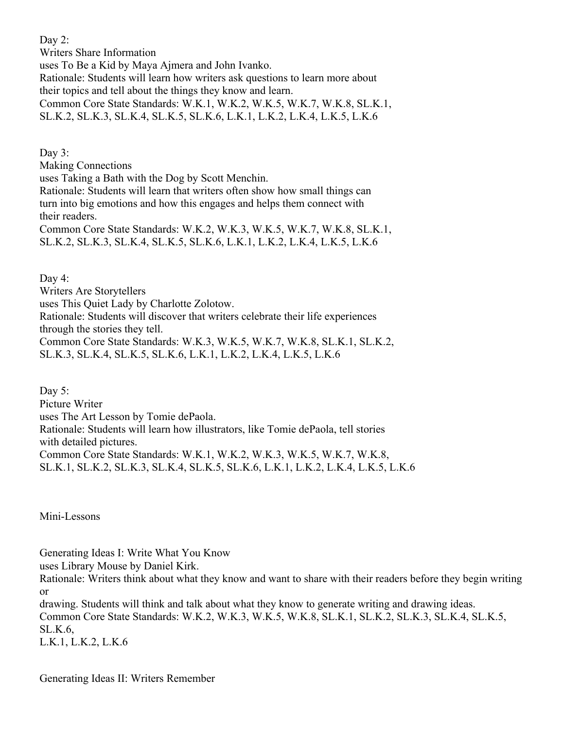Day 2:
Writers Share Information
uses To Be a Kid by Maya Ajmera and John Ivanko.
Rationale: Students will learn how writers ask questions to learn more about their topics and tell about the things they know and learn.
Common Core State Standards: W.K.1, W.K.2, W.K.5, W.K.7, W.K.8, SL.K.1, SL.K.2, SL.K.3, SL.K.4, SL.K.5, SL.K.6, L.K.1, L.K.2, L.K.4, L.K.5, L.K.6

Day 3:
Making Connections
uses Taking a Bath with the Dog by Scott Menchin.
Rationale: Students will learn that writers often show how small things can turn into big emotions and how this engages and helps them connect with their readers.
Common Core State Standards: W.K.2, W.K.3, W.K.5, W.K.7, W.K.8, SL.K.1, SL.K.2, SL.K.3, SL.K.4, SL.K.5, SL.K.6, L.K.1, L.K.2, L.K.4, L.K.5, L.K.6

Day 4:
Writers Are Storytellers
uses This Quiet Lady by Charlotte Zolotow.
Rationale: Students will discover that writers celebrate their life experiences through the stories they tell.
Common Core State Standards: W.K.3, W.K.5, W.K.7, W.K.8, SL.K.1, SL.K.2, SL.K.3, SL.K.4, SL.K.5, SL.K.6, L.K.1, L.K.2, L.K.4, L.K.5, L.K.6

Day 5:
Picture Writer
uses The Art Lesson by Tomie dePaola.
Rationale: Students will learn how illustrators, like Tomie dePaola, tell stories with detailed pictures.
Common Core State Standards: W.K.1, W.K.2, W.K.3, W.K.5, W.K.7, W.K.8, SL.K.1, SL.K.2, SL.K.3, SL.K.4, SL.K.5, SL.K.6, L.K.1, L.K.2, L.K.4, L.K.5, L.K.6

Mini-Lessons

Generating Ideas I: Write What You Know
uses Library Mouse by Daniel Kirk.
Rationale: Writers think about what they know and want to share with their readers before they begin writing or
drawing. Students will think and talk about what they know to generate writing and drawing ideas.
Common Core State Standards: W.K.2, W.K.3, W.K.5, W.K.8, SL.K.1, SL.K.2, SL.K.3, SL.K.4, SL.K.5, SL.K.6,
L.K.1, L.K.2, L.K.6

Generating Ideas II: Writers Remember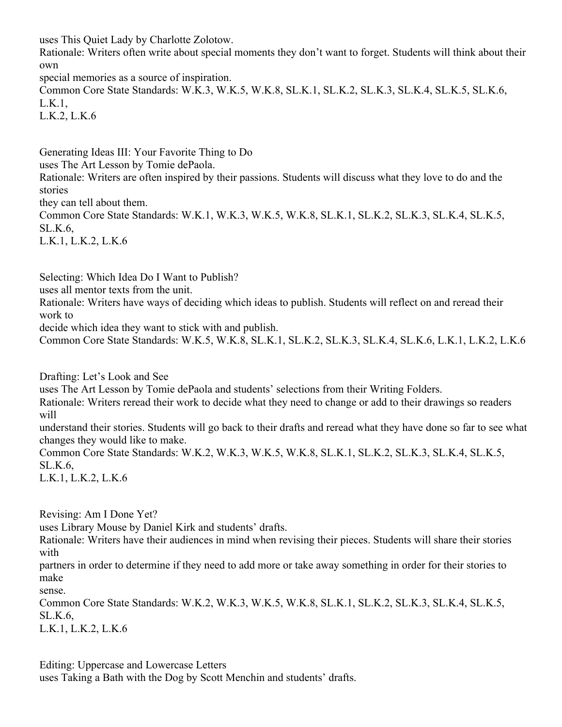uses This Quiet Lady by Charlotte Zolotow.

Rationale: Writers often write about special moments they don't want to forget. Students will think about their own special memories as a source of inspiration.

Common Core State Standards: W.K.3, W.K.5, W.K.8, SL.K.1, SL.K.2, SL.K.3, SL.K.4, SL.K.5, SL.K.6, L.K.1, L.K.2, L.K.6

Generating Ideas III: Your Favorite Thing to Do

uses The Art Lesson by Tomie dePaola.

Rationale: Writers are often inspired by their passions. Students will discuss what they love to do and the stories they can tell about them.

Common Core State Standards: W.K.1, W.K.3, W.K.5, W.K.8, SL.K.1, SL.K.2, SL.K.3, SL.K.4, SL.K.5, SL.K.6, L.K.1, L.K.2, L.K.6

Selecting: Which Idea Do I Want to Publish?

uses all mentor texts from the unit.

Rationale: Writers have ways of deciding which ideas to publish. Students will reflect on and reread their work to decide which idea they want to stick with and publish.

Common Core State Standards: W.K.5, W.K.8, SL.K.1, SL.K.2, SL.K.3, SL.K.4, SL.K.6, L.K.1, L.K.2, L.K.6

Drafting: Let's Look and See

uses The Art Lesson by Tomie dePaola and students' selections from their Writing Folders.

Rationale: Writers reread their work to decide what they need to change or add to their drawings so readers will understand their stories. Students will go back to their drafts and reread what they have done so far to see what changes they would like to make.

Common Core State Standards: W.K.2, W.K.3, W.K.5, W.K.8, SL.K.1, SL.K.2, SL.K.3, SL.K.4, SL.K.5, SL.K.6, L.K.1, L.K.2, L.K.6

Revising: Am I Done Yet?

uses Library Mouse by Daniel Kirk and students' drafts.

Rationale: Writers have their audiences in mind when revising their pieces. Students will share their stories with partners in order to determine if they need to add more or take away something in order for their stories to make sense.

Common Core State Standards: W.K.2, W.K.3, W.K.5, W.K.8, SL.K.1, SL.K.2, SL.K.3, SL.K.4, SL.K.5, SL.K.6, L.K.1, L.K.2, L.K.6

Editing: Uppercase and Lowercase Letters

uses Taking a Bath with the Dog by Scott Menchin and students' drafts.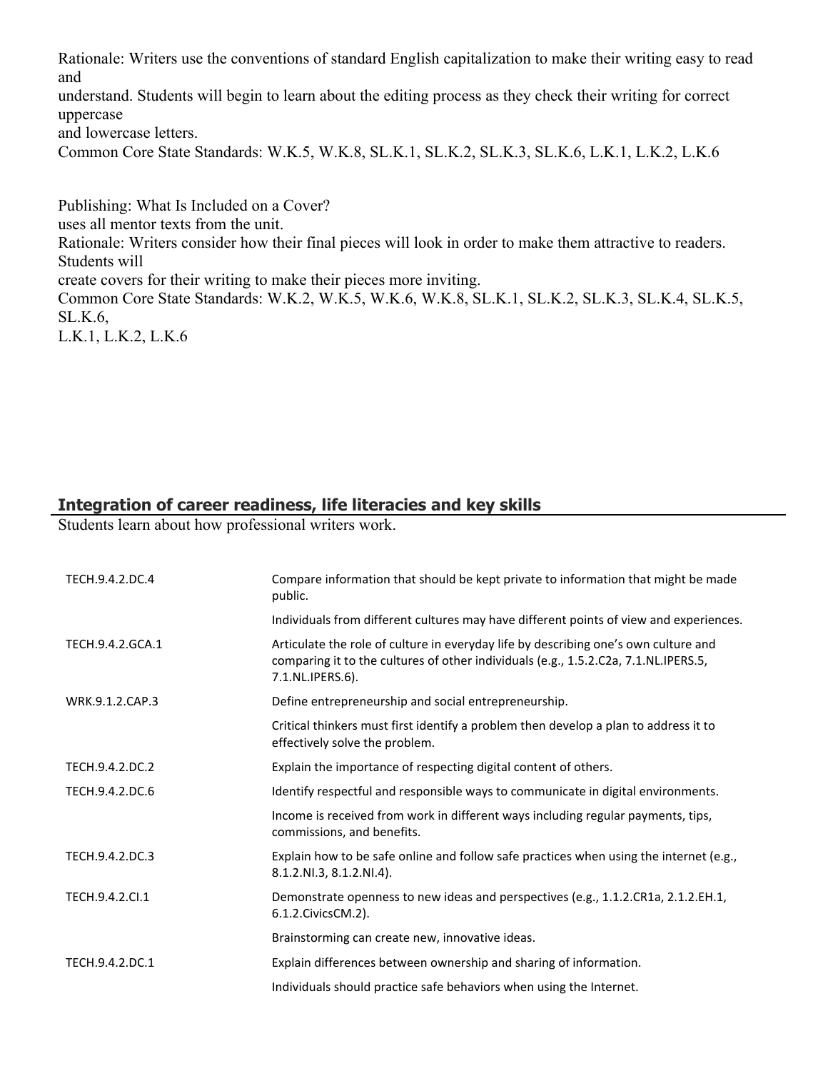Rationale: Writers use the conventions of standard English capitalization to make their writing easy to read and
understand. Students will begin to learn about the editing process as they check their writing for correct uppercase
and lowercase letters.
Common Core State Standards: W.K.5, W.K.8, SL.K.1, SL.K.2, SL.K.3, SL.K.6, L.K.1, L.K.2, L.K.6

Publishing: What Is Included on a Cover?
uses all mentor texts from the unit.
Rationale: Writers consider how their final pieces will look in order to make them attractive to readers. Students will
create covers for their writing to make their pieces more inviting.
Common Core State Standards: W.K.2, W.K.5, W.K.6, W.K.8, SL.K.1, SL.K.2, SL.K.3, SL.K.4, SL.K.5, SL.K.6,
L.K.1, L.K.2, L.K.6

## Integration of career readiness, life literacies and key skills

Students learn about how professional writers work.

| | |
|---|---|
| TECH.9.4.2.DC.4 | Compare information that should be kept private to information that might be made public. |
| | Individuals from different cultures may have different points of view and experiences. |
| TECH.9.4.2.GCA.1 | Articulate the role of culture in everyday life by describing one's own culture and comparing it to the cultures of other individuals (e.g., 1.5.2.C2a, 7.1.NL.IPERS.5, 7.1.NL.IPERS.6). |
| WRK.9.1.2.CAP.3 | Define entrepreneurship and social entrepreneurship. |
| | Critical thinkers must first identify a problem then develop a plan to address it to effectively solve the problem. |
| TECH.9.4.2.DC.2 | Explain the importance of respecting digital content of others. |
| TECH.9.4.2.DC.6 | Identify respectful and responsible ways to communicate in digital environments. |
| | Income is received from work in different ways including regular payments, tips, commissions, and benefits. |
| TECH.9.4.2.DC.3 | Explain how to be safe online and follow safe practices when using the internet (e.g., 8.1.2.NI.3, 8.1.2.NI.4). |
| TECH.9.4.2.CI.1 | Demonstrate openness to new ideas and perspectives (e.g., 1.1.2.CR1a, 2.1.2.EH.1, 6.1.2.CivicsCM.2). |
| | Brainstorming can create new, innovative ideas. |
| TECH.9.4.2.DC.1 | Explain differences between ownership and sharing of information. |
| | Individuals should practice safe behaviors when using the Internet. |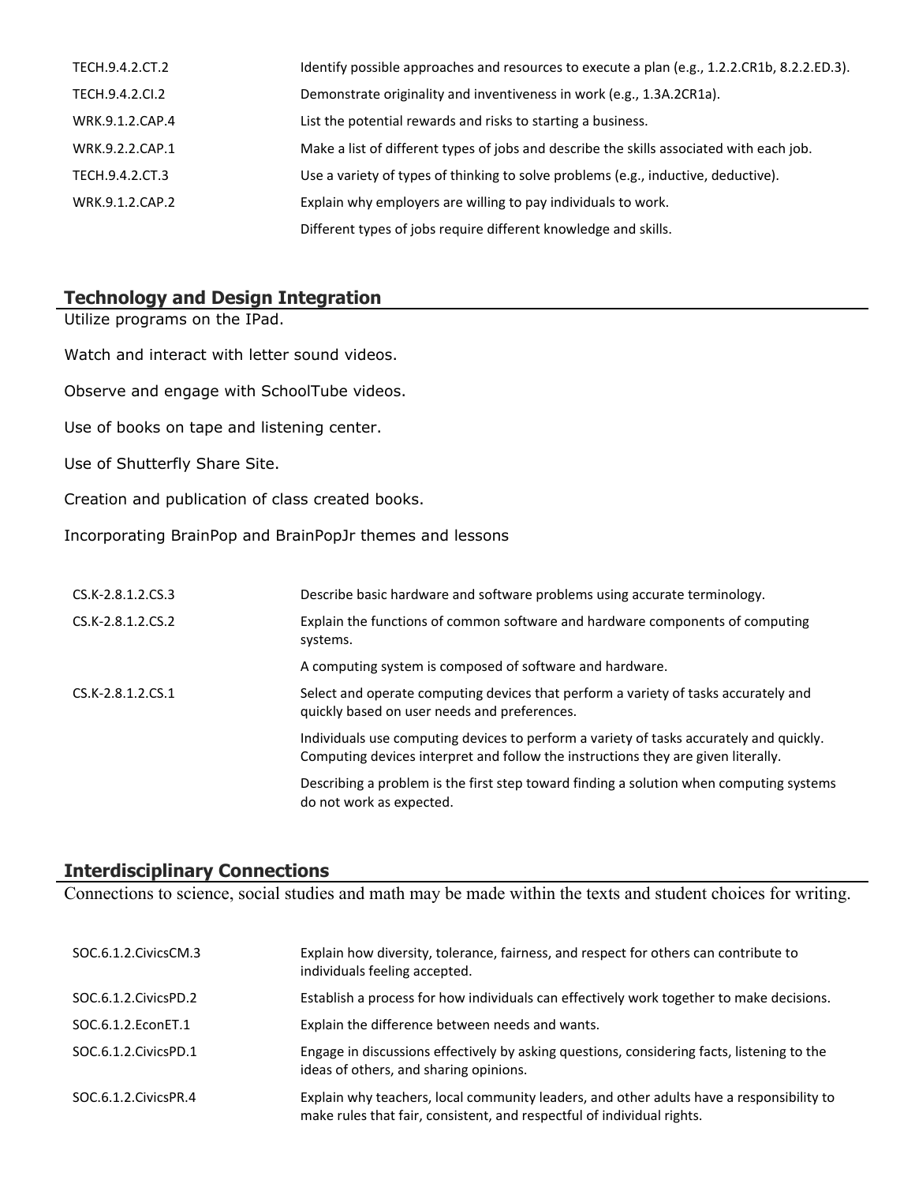| | |
|---|---|
| TECH.9.4.2.CT.2 | Identify possible approaches and resources to execute a plan (e.g., 1.2.2.CR1b, 8.2.2.ED.3). |
| TECH.9.4.2.CI.2 | Demonstrate originality and inventiveness in work (e.g., 1.3A.2CR1a). |
| WRK.9.1.2.CAP.4 | List the potential rewards and risks to starting a business. |
| WRK.9.2.2.CAP.1 | Make a list of different types of jobs and describe the skills associated with each job. |
| TECH.9.4.2.CT.3 | Use a variety of types of thinking to solve problems (e.g., inductive, deductive). |
| WRK.9.1.2.CAP.2 | Explain why employers are willing to pay individuals to work. |
| | Different types of jobs require different knowledge and skills. |

## Technology and Design Integration

Utilize programs on the IPad.

Watch and interact with letter sound videos.

Observe and engage with SchoolTube videos.

Use of books on tape and listening center.

Use of Shutterfly Share Site.

Creation and publication of class created books.

Incorporating BrainPop and BrainPopJr themes and lessons

| | |
|---|---|
| CS.K-2.8.1.2.CS.3 | Describe basic hardware and software problems using accurate terminology. |
| CS.K-2.8.1.2.CS.2 | Explain the functions of common software and hardware components of computing systems. |
| | A computing system is composed of software and hardware. |
| CS.K-2.8.1.2.CS.1 | Select and operate computing devices that perform a variety of tasks accurately and quickly based on user needs and preferences. |
| | Individuals use computing devices to perform a variety of tasks accurately and quickly. Computing devices interpret and follow the instructions they are given literally. |
| | Describing a problem is the first step toward finding a solution when computing systems do not work as expected. |

## Interdisciplinary Connections

Connections to science, social studies and math may be made within the texts and student choices for writing.

| | |
|---|---|
| SOC.6.1.2.CivicsCM.3 | Explain how diversity, tolerance, fairness, and respect for others can contribute to individuals feeling accepted. |
| SOC.6.1.2.CivicsPD.2 | Establish a process for how individuals can effectively work together to make decisions. |
| SOC.6.1.2.EconET.1 | Explain the difference between needs and wants. |
| SOC.6.1.2.CivicsPD.1 | Engage in discussions effectively by asking questions, considering facts, listening to the ideas of others, and sharing opinions. |
| SOC.6.1.2.CivicsPR.4 | Explain why teachers, local community leaders, and other adults have a responsibility to make rules that fair, consistent, and respectful of individual rights. |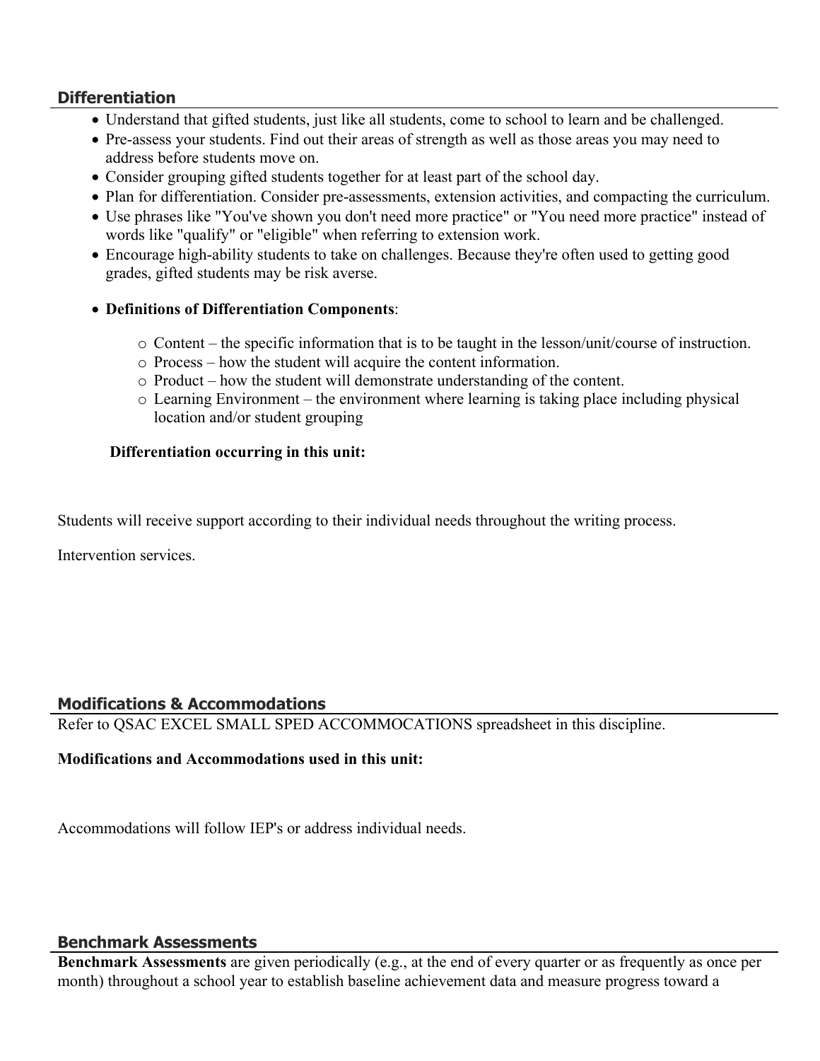## Differentiation

- Understand that gifted students, just like all students, come to school to learn and be challenged.
- Pre-assess your students. Find out their areas of strength as well as those areas you may need to address before students move on.
- Consider grouping gifted students together for at least part of the school day.
- Plan for differentiation. Consider pre-assessments, extension activities, and compacting the curriculum.
- Use phrases like "You've shown you don't need more practice" or "You need more practice" instead of words like "qualify" or "eligible" when referring to extension work.
- Encourage high-ability students to take on challenges. Because they're often used to getting good grades, gifted students may be risk averse.
- **Definitions of Differentiation Components**:
  - Content – the specific information that is to be taught in the lesson/unit/course of instruction.
  - Process – how the student will acquire the content information.
  - Product – how the student will demonstrate understanding of the content.
  - Learning Environment – the environment where learning is taking place including physical location and/or student grouping

**Differentiation occurring in this unit:**

Students will receive support according to their individual needs throughout the writing process.

Intervention services.

## Modifications & Accommodations

Refer to QSAC EXCEL SMALL SPED ACCOMMOCATIONS spreadsheet in this discipline.

**Modifications and Accommodations used in this unit:**

Accommodations will follow IEP's or address individual needs.

## Benchmark Assessments

**Benchmark Assessments** are given periodically (e.g., at the end of every quarter or as frequently as once per month) throughout a school year to establish baseline achievement data and measure progress toward a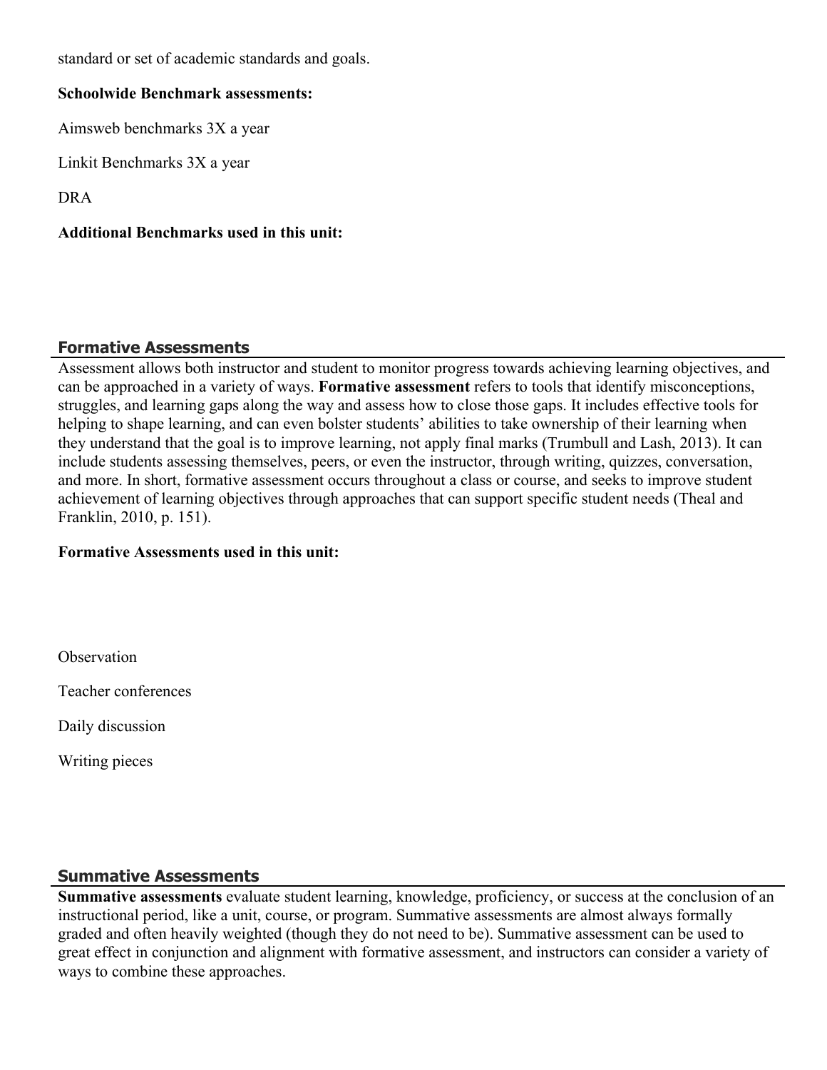standard or set of academic standards and goals.

**Schoolwide Benchmark assessments:**

Aimsweb benchmarks 3X a year

Linkit Benchmarks 3X a year

DRA

**Additional Benchmarks used in this unit:**

## Formative Assessments

Assessment allows both instructor and student to monitor progress towards achieving learning objectives, and can be approached in a variety of ways. **Formative assessment** refers to tools that identify misconceptions, struggles, and learning gaps along the way and assess how to close those gaps. It includes effective tools for helping to shape learning, and can even bolster students' abilities to take ownership of their learning when they understand that the goal is to improve learning, not apply final marks (Trumbull and Lash, 2013). It can include students assessing themselves, peers, or even the instructor, through writing, quizzes, conversation, and more. In short, formative assessment occurs throughout a class or course, and seeks to improve student achievement of learning objectives through approaches that can support specific student needs (Theal and Franklin, 2010, p. 151).

**Formative Assessments used in this unit:**

Observation

Teacher conferences

Daily discussion

Writing pieces

## Summative Assessments

**Summative assessments** evaluate student learning, knowledge, proficiency, or success at the conclusion of an instructional period, like a unit, course, or program. Summative assessments are almost always formally graded and often heavily weighted (though they do not need to be). Summative assessment can be used to great effect in conjunction and alignment with formative assessment, and instructors can consider a variety of ways to combine these approaches.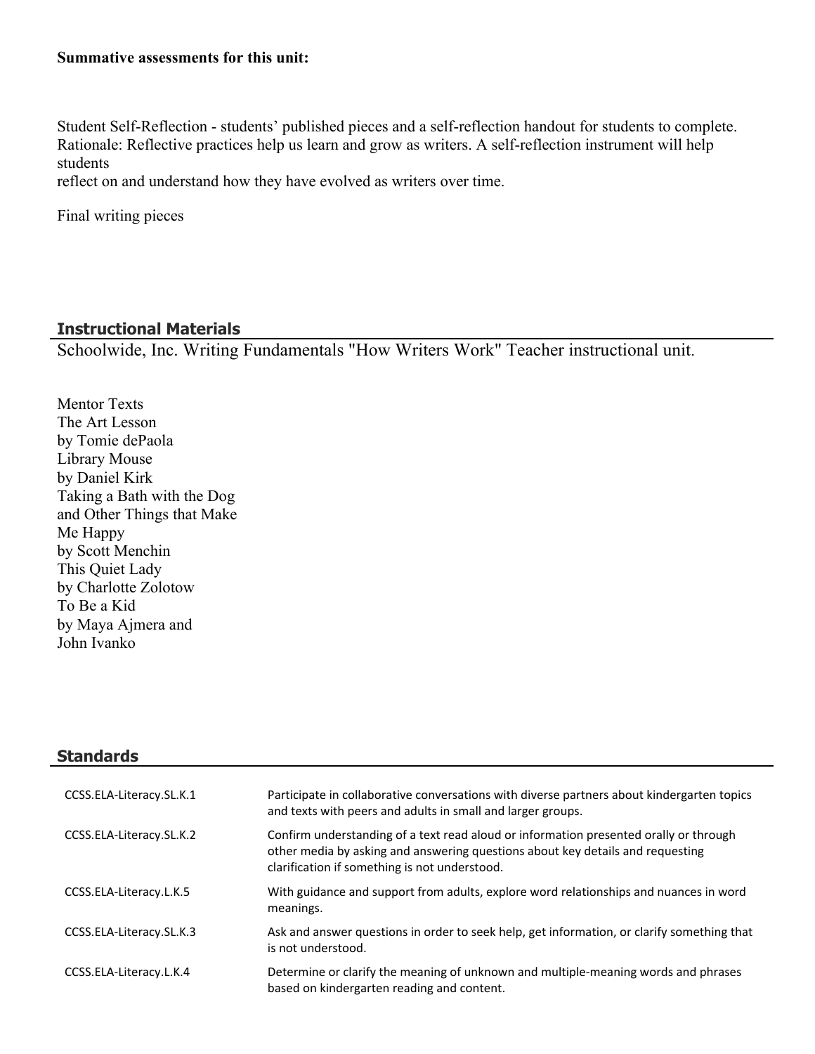**Summative assessments for this unit:**

Student Self-Reflection - students' published pieces and a self-reflection handout for students to complete. Rationale: Reflective practices help us learn and grow as writers. A self-reflection instrument will help students
reflect on and understand how they have evolved as writers over time.

Final writing pieces

## Instructional Materials

Schoolwide, Inc. Writing Fundamentals "How Writers Work" Teacher instructional unit.

Mentor Texts
The Art Lesson
by Tomie dePaola
Library Mouse
by Daniel Kirk
Taking a Bath with the Dog
and Other Things that Make
Me Happy
by Scott Menchin
This Quiet Lady
by Charlotte Zolotow
To Be a Kid
by Maya Ajmera and
John Ivanko

## Standards

| | |
|---|---|
| CCSS.ELA-Literacy.SL.K.1 | Participate in collaborative conversations with diverse partners about kindergarten topics and texts with peers and adults in small and larger groups. |
| CCSS.ELA-Literacy.SL.K.2 | Confirm understanding of a text read aloud or information presented orally or through other media by asking and answering questions about key details and requesting clarification if something is not understood. |
| CCSS.ELA-Literacy.L.K.5 | With guidance and support from adults, explore word relationships and nuances in word meanings. |
| CCSS.ELA-Literacy.SL.K.3 | Ask and answer questions in order to seek help, get information, or clarify something that is not understood. |
| CCSS.ELA-Literacy.L.K.4 | Determine or clarify the meaning of unknown and multiple-meaning words and phrases based on kindergarten reading and content. |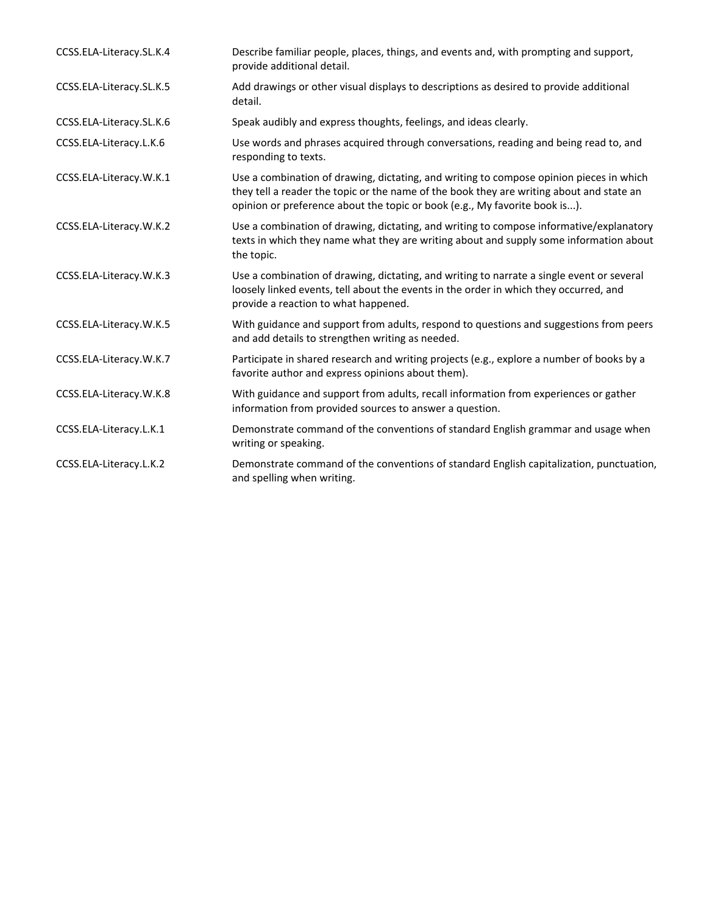| | |
|---|---|
| CCSS.ELA-Literacy.SL.K.4 | Describe familiar people, places, things, and events and, with prompting and support, provide additional detail. |
| CCSS.ELA-Literacy.SL.K.5 | Add drawings or other visual displays to descriptions as desired to provide additional detail. |
| CCSS.ELA-Literacy.SL.K.6 | Speak audibly and express thoughts, feelings, and ideas clearly. |
| CCSS.ELA-Literacy.L.K.6 | Use words and phrases acquired through conversations, reading and being read to, and responding to texts. |
| CCSS.ELA-Literacy.W.K.1 | Use a combination of drawing, dictating, and writing to compose opinion pieces in which they tell a reader the topic or the name of the book they are writing about and state an opinion or preference about the topic or book (e.g., My favorite book is...). |
| CCSS.ELA-Literacy.W.K.2 | Use a combination of drawing, dictating, and writing to compose informative/explanatory texts in which they name what they are writing about and supply some information about the topic. |
| CCSS.ELA-Literacy.W.K.3 | Use a combination of drawing, dictating, and writing to narrate a single event or several loosely linked events, tell about the events in the order in which they occurred, and provide a reaction to what happened. |
| CCSS.ELA-Literacy.W.K.5 | With guidance and support from adults, respond to questions and suggestions from peers and add details to strengthen writing as needed. |
| CCSS.ELA-Literacy.W.K.7 | Participate in shared research and writing projects (e.g., explore a number of books by a favorite author and express opinions about them). |
| CCSS.ELA-Literacy.W.K.8 | With guidance and support from adults, recall information from experiences or gather information from provided sources to answer a question. |
| CCSS.ELA-Literacy.L.K.1 | Demonstrate command of the conventions of standard English grammar and usage when writing or speaking. |
| CCSS.ELA-Literacy.L.K.2 | Demonstrate command of the conventions of standard English capitalization, punctuation, and spelling when writing. |